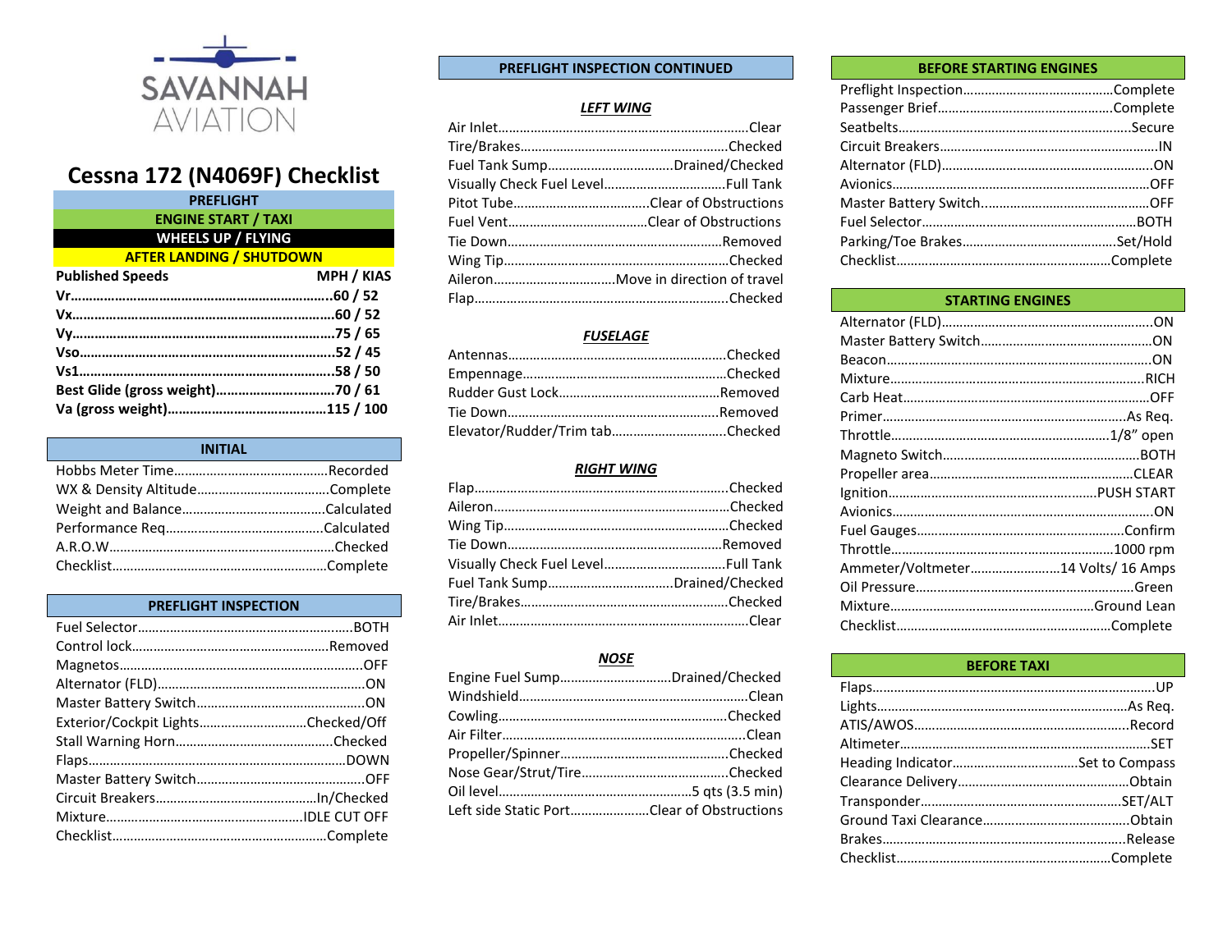SAVANNAH AVIATION

# Cessna 172 (N4069F) Checklist

**PREFLIGHT**

**ENGINE START / TAXI**

**WHEELS UP / FLYING**

**AFTER LANDING / SHUTDOWN**

| **Published Speeds** | **MPH / KIAS** |
|---|---|
| **Vr** | **60 / 52** |
| **Vx** | **60 / 52** |
| **Vy** | **75 / 65** |
| **Vso** | **52 / 45** |
| **Vs1** | **58 / 50** |
| **Best Glide (gross weight)** | **70 / 61** |
| **Va (gross weight)** | **115 / 100** |

## INITIAL

- Hobbs Meter Time.....Recorded
- WX & Density Altitude.....Complete
- Weight and Balance.....Calculated
- Performance Req.....Calculated
- A.R.O.W.....Checked
- Checklist.....Complete

## PREFLIGHT INSPECTION

- Fuel Selector.....BOTH
- Control lock.....Removed
- Magnetos.....OFF
- Alternator (FLD).....ON
- Master Battery Switch.....ON
- Exterior/Cockpit Lights.....Checked/Off
- Stall Warning Horn.....Checked
- Flaps.....DOWN
- Master Battery Switch.....OFF
- Circuit Breakers.....In/Checked
- Mixture.....IDLE CUT OFF
- Checklist.....Complete

## PREFLIGHT INSPECTION CONTINUED

### *LEFT WING*

- Air Inlet.....Clear
- Tire/Brakes.....Checked
- Fuel Tank Sump.....Drained/Checked
- Visually Check Fuel Level.....Full Tank
- Pitot Tube.....Clear of Obstructions
- Fuel Vent.....Clear of Obstructions
- Tie Down.....Removed
- Wing Tip.....Checked
- Aileron.....Move in direction of travel
- Flap.....Checked

### *FUSELAGE*

- Antennas.....Checked
- Empennage.....Checked
- Rudder Gust Lock.....Removed
- Tie Down.....Removed
- Elevator/Rudder/Trim tab.....Checked

### *RIGHT WING*

- Flap.....Checked
- Aileron.....Checked
- Wing Tip.....Checked
- Tie Down.....Removed
- Visually Check Fuel Level.....Full Tank
- Fuel Tank Sump.....Drained/Checked
- Tire/Brakes.....Checked
- Air Inlet.....Clear

### *NOSE*

- Engine Fuel Sump.....Drained/Checked
- Windshield.....Clean
- Cowling.....Checked
- Air Filter.....Clean
- Propeller/Spinner.....Checked
- Nose Gear/Strut/Tire.....Checked
- Oil level.....5 qts (3.5 min)
- Left side Static Port.....Clear of Obstructions

## BEFORE STARTING ENGINES

- Preflight Inspection.....Complete
- Passenger Brief.....Complete
- Seatbelts.....Secure
- Circuit Breakers.....IN
- Alternator (FLD).....ON
- Avionics.....OFF
- Master Battery Switch.....OFF
- Fuel Selector.....BOTH
- Parking/Toe Brakes.....Set/Hold
- Checklist.....Complete

## STARTING ENGINES

- Alternator (FLD).....ON
- Master Battery Switch.....ON
- Beacon.....ON
- Mixture.....RICH
- Carb Heat.....OFF
- Primer.....As Req.
- Throttle.....1/8" open
- Magneto Switch.....BOTH
- Propeller area.....CLEAR
- Ignition.....PUSH START
- Avionics.....ON
- Fuel Gauges.....Confirm
- Throttle.....1000 rpm
- Ammeter/Voltmeter.....14 Volts/ 16 Amps
- Oil Pressure.....Green
- Mixture.....Ground Lean
- Checklist.....Complete

## BEFORE TAXI

- Flaps.....UP
- Lights.....As Req.
- ATIS/AWOS.....Record
- Altimeter.....SET
- Heading Indicator.....Set to Compass
- Clearance Delivery.....Obtain
- Transponder.....SET/ALT
- Ground Taxi Clearance.....Obtain
- Brakes.....Release
- Checklist.....Complete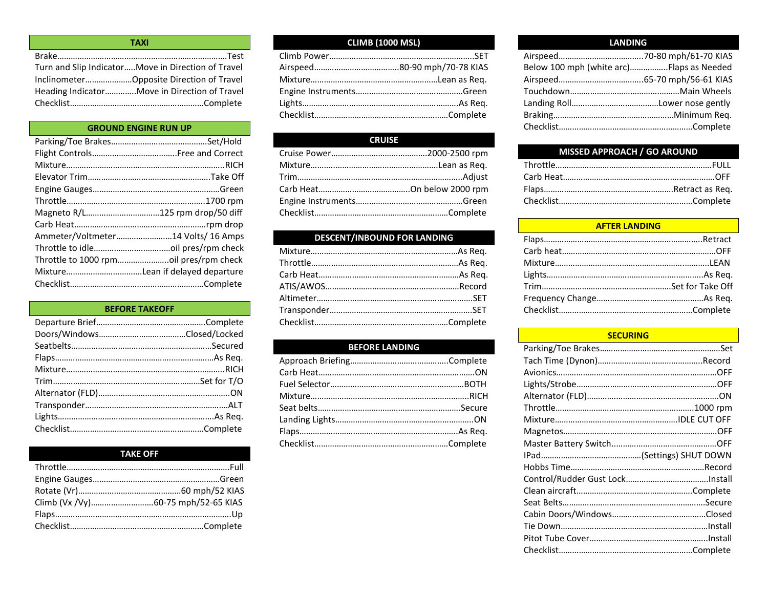## TAXI

| Item | Action |
|---|---|
| Brake | Test |
| Turn and Slip Indicator | Move in Direction of Travel |
| Inclinometer | Opposite Direction of Travel |
| Heading Indicator | Move in Direction of Travel |
| Checklist | Complete |

## GROUND ENGINE RUN UP

| Item | Action |
|---|---|
| Parking/Toe Brakes | Set/Hold |
| Flight Controls | Free and Correct |
| Mixture | RICH |
| Elevator Trim | Take Off |
| Engine Gauges | Green |
| Throttle | 1700 rpm |
| Magneto R/L | 125 rpm drop/50 diff |
| Carb Heat | rpm drop |
| Ammeter/Voltmeter | 14 Volts/ 16 Amps |
| Throttle to idle | oil pres/rpm check |
| Throttle to 1000 rpm | oil pres/rpm check |
| Mixture | Lean if delayed departure |
| Checklist | Complete |

## BEFORE TAKEOFF

| Item | Action |
|---|---|
| Departure Brief | Complete |
| Doors/Windows | Closed/Locked |
| Seatbelts | Secured |
| Flaps | As Req. |
| Mixture | RICH |
| Trim | Set for T/O |
| Alternator (FLD) | ON |
| Transponder | ALT |
| Lights | As Req. |
| Checklist | Complete |

## TAKE OFF

| Item | Action |
|---|---|
| Throttle | Full |
| Engine Gauges | Green |
| Rotate (Vr) | 60 mph/52 KIAS |
| Climb (Vx /Vy) | 60-75 mph/52-65 KIAS |
| Flaps | Up |
| Checklist | Complete |

## CLIMB (1000 MSL)

| Item | Action |
|---|---|
| Climb Power | SET |
| Airspeed | 80-90 mph/70-78 KIAS |
| Mixture | Lean as Req. |
| Engine Instruments | Green |
| Lights | As Req. |
| Checklist | Complete |

## CRUISE

| Item | Action |
|---|---|
| Cruise Power | 2000-2500 rpm |
| Mixture | Lean as Req. |
| Trim | Adjust |
| Carb Heat | On below 2000 rpm |
| Engine Instruments | Green |
| Checklist | Complete |

## DESCENT/INBOUND FOR LANDING

| Item | Action |
|---|---|
| Mixture | As Req. |
| Throttle | As Req. |
| Carb Heat | As Req. |
| ATIS/AWOS | Record |
| Altimeter | SET |
| Transponder | SET |
| Checklist | Complete |

## BEFORE LANDING

| Item | Action |
|---|---|
| Approach Briefing | Complete |
| Carb Heat | ON |
| Fuel Selector | BOTH |
| Mixture | RICH |
| Seat belts | Secure |
| Landing Lights | ON |
| Flaps | As Req. |
| Checklist | Complete |

## LANDING

| Item | Action |
|---|---|
| Airspeed | 70-80 mph/61-70 KIAS |
| Below 100 mph (white arc) | Flaps as Needed |
| Airspeed | 65-70 mph/56-61 KIAS |
| Touchdown | Main Wheels |
| Landing Roll | Lower nose gently |
| Braking | Minimum Req. |
| Checklist | Complete |

## MISSED APPROACH / GO AROUND

| Item | Action |
|---|---|
| Throttle | FULL |
| Carb Heat | OFF |
| Flaps | Retract as Req. |
| Checklist | Complete |

## AFTER LANDING

| Item | Action |
|---|---|
| Flaps | Retract |
| Carb heat | OFF |
| Mixture | LEAN |
| Lights | As Req. |
| Trim | Set for Take Off |
| Frequency Change | As Req. |
| Checklist | Complete |

## SECURING

| Item | Action |
|---|---|
| Parking/Toe Brakes | Set |
| Tach Time (Dynon) | Record |
| Avionics | OFF |
| Lights/Strobe | OFF |
| Alternator (FLD) | ON |
| Throttle | 1000 rpm |
| Mixture | IDLE CUT OFF |
| Magnetos | OFF |
| Master Battery Switch | OFF |
| IPad | (Settings) SHUT DOWN |
| Hobbs Time | Record |
| Control/Rudder Gust Lock | Install |
| Clean aircraft | Complete |
| Seat Belts | Secure |
| Cabin Doors/Windows | Closed |
| Tie Down | Install |
| Pitot Tube Cover | Install |
| Checklist | Complete |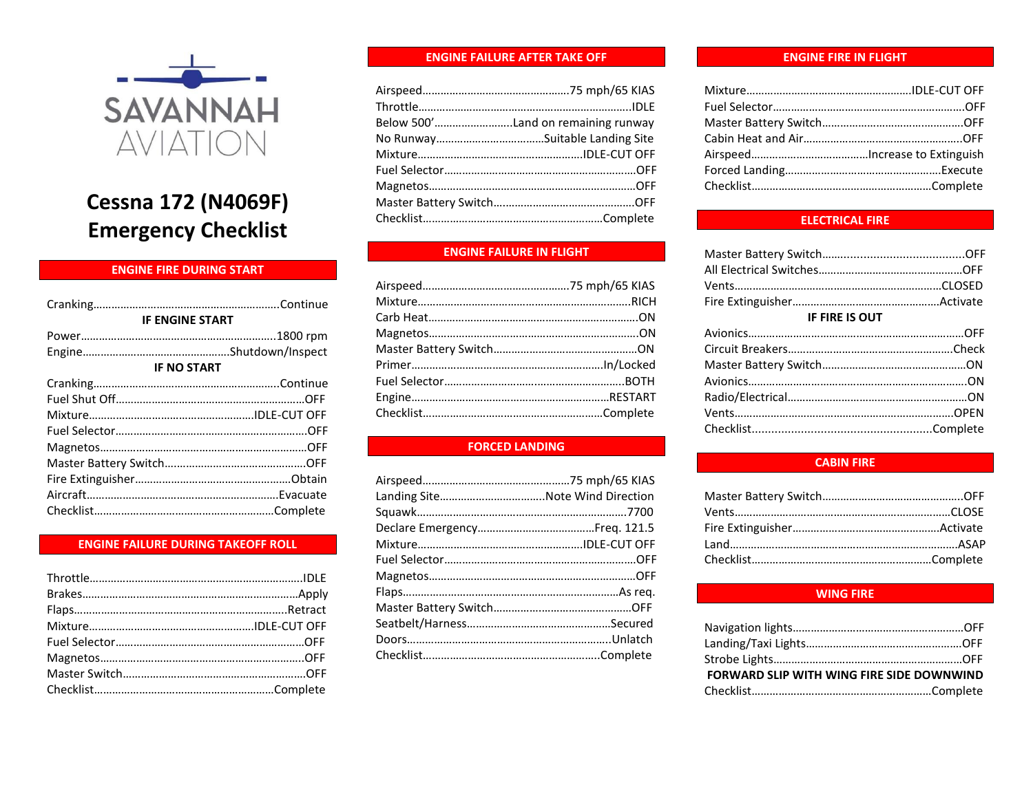SAVANNAH AVIATION

# Cessna 172 (N4069F) Emergency Checklist

## ENGINE FIRE DURING START

Cranking....Continue

**IF ENGINE START**

Power....1800 rpm
Engine....Shutdown/Inspect

**IF NO START**

Cranking....Continue
Fuel Shut Off....OFF
Mixture....IDLE-CUT OFF
Fuel Selector....OFF
Magnetos....OFF
Master Battery Switch....OFF
Fire Extinguisher....Obtain
Aircraft....Evacuate
Checklist....Complete

## ENGINE FAILURE DURING TAKEOFF ROLL

Throttle....IDLE
Brakes....Apply
Flaps....Retract
Mixture....IDLE-CUT OFF
Fuel Selector....OFF
Magnetos....OFF
Master Switch....OFF
Checklist....Complete

## ENGINE FAILURE AFTER TAKE OFF

Airspeed....75 mph/65 KIAS
Throttle....IDLE
Below 500'....Land on remaining runway
No Runway....Suitable Landing Site
Mixture....IDLE-CUT OFF
Fuel Selector....OFF
Magnetos....OFF
Master Battery Switch....OFF
Checklist....Complete

## ENGINE FAILURE IN FLIGHT

Airspeed....75 mph/65 KIAS
Mixture....RICH
Carb Heat....ON
Magnetos....ON
Master Battery Switch....ON
Primer....In/Locked
Fuel Selector....BOTH
Engine....RESTART
Checklist....Complete

## FORCED LANDING

Airspeed....75 mph/65 KIAS
Landing Site....Note Wind Direction
Squawk....7700
Declare Emergency....Freq. 121.5
Mixture....IDLE-CUT OFF
Fuel Selector....OFF
Magnetos....OFF
Flaps....As req.
Master Battery Switch....OFF
Seatbelt/Harness....Secured
Doors....Unlatch
Checklist....Complete

## ENGINE FIRE IN FLIGHT

Mixture....IDLE-CUT OFF
Fuel Selector....OFF
Master Battery Switch....OFF
Cabin Heat and Air....OFF
Airspeed....Increase to Extinguish
Forced Landing....Execute
Checklist....Complete

## ELECTRICAL FIRE

Master Battery Switch....OFF
All Electrical Switches....OFF
Vents....CLOSED
Fire Extinguisher....Activate

**IF FIRE IS OUT**

Avionics....OFF
Circuit Breakers....Check
Master Battery Switch....ON
Avionics....ON
Radio/Electrical....ON
Vents....OPEN
Checklist....Complete

## CABIN FIRE

Master Battery Switch....OFF
Vents....CLOSE
Fire Extinguisher....Activate
Land....ASAP
Checklist....Complete

## WING FIRE

Navigation lights....OFF
Landing/Taxi Lights....OFF
Strobe Lights....OFF

**FORWARD SLIP WITH WING FIRE SIDE DOWNWIND**

Checklist....Complete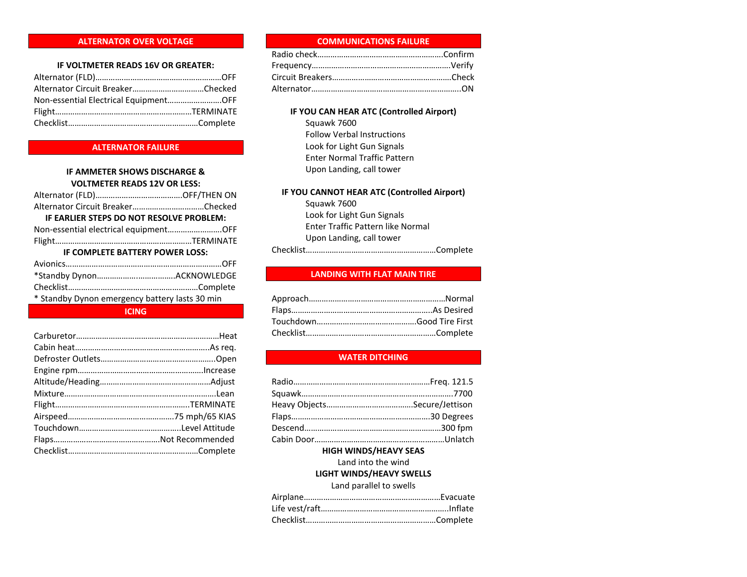## ALTERNATOR OVER VOLTAGE

**IF VOLTMETER READS 16V OR GREATER:**

Alternator (FLD)....................................................OFF
Alternator Circuit Breaker................................Checked
Non-essential Electrical Equipment........................OFF
Flight...........................................................TERMINATE
Checklist.......................................................Complete

## ALTERNATOR FAILURE

**IF AMMETER SHOWS DISCHARGE & VOLTMETER READS 12V OR LESS:**

Alternator (FLD).......................................OFF/THEN ON
Alternator Circuit Breaker................................Checked

**IF EARLIER STEPS DO NOT RESOLVE PROBLEM:**

Non-essential electrical equipment........................OFF
Flight...........................................................TERMINATE

**IF COMPLETE BATTERY POWER LOSS:**

Avionics.............................................................OFF
*Standby Dynon...................................ACKNOWLEDGE
Checklist.......................................................Complete

* Standby Dynon emergency battery lasts 30 min

## ICING

Carburetor...........................................................Heat
Cabin heat.......................................................As req.
Defroster Outlets.................................................Open
Engine rpm....................................................Increase
Altitude/Heading..............................................Adjust
Mixture..............................................................Lean
Flight...........................................................TERMINATE
Airspeed.........................................75 mph/65 KIAS
Touchdown.......................................Level Attitude
Flaps.......................................Not Recommended
Checklist.......................................................Complete

## COMMUNICATIONS FAILURE

Radio check...................................................Confirm
Frequency........................................................Verify
Circuit Breakers.................................................Check
Alternator............................................................ON

**IF YOU CAN HEAR ATC (Controlled Airport)**

Squawk 7600
Follow Verbal Instructions
Look for Light Gun Signals
Enter Normal Traffic Pattern
Upon Landing, call tower

**IF YOU CANNOT HEAR ATC (Controlled Airport)**

Squawk 7600
Look for Light Gun Signals
Enter Traffic Pattern like Normal
Upon Landing, call tower

Checklist.......................................................Complete

## LANDING WITH FLAT MAIN TIRE

Approach........................................................Normal
Flaps..........................................................As Desired
Touchdown.......................................Good Tire First
Checklist.......................................................Complete

## WATER DITCHING

Radio........................................................Freq. 121.5
Squawk..............................................................7700
Heavy Objects..................................Secure/Jettison
Flaps.......................................................30 Degrees
Descend..........................................................300 fpm
Cabin Door....................................................Unlatch

**HIGH WINDS/HEAVY SEAS**

Land into the wind

**LIGHT WINDS/HEAVY SWELLS**

Land parallel to swells

Airplane.......................................................Evacuate
Life vest/raft....................................................Inflate
Checklist.......................................................Complete